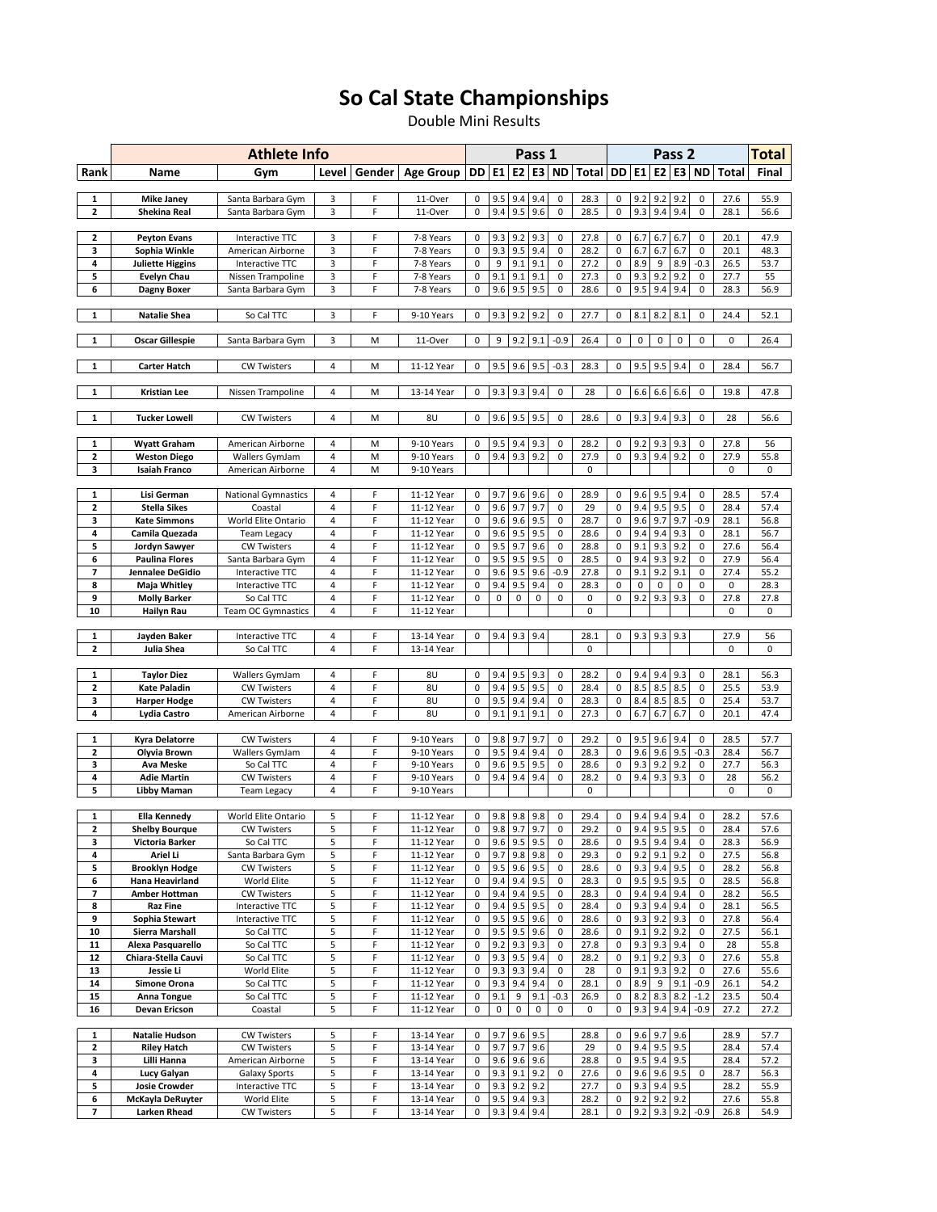# So Cal State Championships

Double Mini Results

| | Athlete Info | | | | | Pass 1 | | | | | | Pass 2 | | | | | | Total |
|---|---|---|---|---|---|---|---|---|---|---|---|---|---|---|---|---|---|---|
| Rank | Name | Gym | Level | Gender | Age Group | DD | E1 | E2 | E3 | ND | Total | DD | E1 | E2 | E3 | ND | Total | Final |
| 1 | Mike Janey | Santa Barbara Gym | 3 | F | 11-Over | 0 | 9.5 | 9.4 | 9.4 | 0 | 28.3 | 0 | 9.2 | 9.2 | 9.2 | 0 | 27.6 | 55.9 |
| 2 | Shekina Real | Santa Barbara Gym | 3 | F | 11-Over | 0 | 9.4 | 9.5 | 9.6 | 0 | 28.5 | 0 | 9.3 | 9.4 | 9.4 | 0 | 28.1 | 56.6 |
| 2 | Peyton Evans | Interactive TTC | 3 | F | 7-8 Years | 0 | 9.3 | 9.2 | 9.3 | 0 | 27.8 | 0 | 6.7 | 6.7 | 6.7 | 0 | 20.1 | 47.9 |
| 3 | Sophia Winkle | American Airborne | 3 | F | 7-8 Years | 0 | 9.3 | 9.5 | 9.4 | 0 | 28.2 | 0 | 6.7 | 6.7 | 6.7 | 0 | 20.1 | 48.3 |
| 4 | Juliette Higgins | Interactive TTC | 3 | F | 7-8 Years | 0 | 9 | 9.1 | 9.1 | 0 | 27.2 | 0 | 8.9 | 9 | 8.9 | -0.3 | 26.5 | 53.7 |
| 5 | Evelyn Chau | Nissen Trampoline | 3 | F | 7-8 Years | 0 | 9.1 | 9.1 | 9.1 | 0 | 27.3 | 0 | 9.3 | 9.2 | 9.2 | 0 | 27.7 | 55 |
| 6 | Dagny Boxer | Santa Barbara Gym | 3 | F | 7-8 Years | 0 | 9.6 | 9.5 | 9.5 | 0 | 28.6 | 0 | 9.5 | 9.4 | 9.4 | 0 | 28.3 | 56.9 |
| 1 | Natalie Shea | So Cal TTC | 3 | F | 9-10 Years | 0 | 9.3 | 9.2 | 9.2 | 0 | 27.7 | 0 | 8.1 | 8.2 | 8.1 | 0 | 24.4 | 52.1 |
| 1 | Oscar Gillespie | Santa Barbara Gym | 3 | M | 11-Over | 0 | 9 | 9.2 | 9.1 | -0.9 | 26.4 | 0 | 0 | 0 | 0 | 0 | 0 | 26.4 |
| 1 | Carter Hatch | CW Twisters | 4 | M | 11-12 Year | 0 | 9.5 | 9.6 | 9.5 | -0.3 | 28.3 | 0 | 9.5 | 9.5 | 9.4 | 0 | 28.4 | 56.7 |
| 1 | Kristian Lee | Nissen Trampoline | 4 | M | 13-14 Year | 0 | 9.3 | 9.3 | 9.4 | 0 | 28 | 0 | 6.6 | 6.6 | 6.6 | 0 | 19.8 | 47.8 |
| 1 | Tucker Lowell | CW Twisters | 4 | M | 8U | 0 | 9.6 | 9.5 | 9.5 | 0 | 28.6 | 0 | 9.3 | 9.4 | 9.3 | 0 | 28 | 56.6 |
| 1 | Wyatt Graham | American Airborne | 4 | M | 9-10 Years | 0 | 9.5 | 9.4 | 9.3 | 0 | 28.2 | 0 | 9.2 | 9.3 | 9.3 | 0 | 27.8 | 56 |
| 2 | Weston Diego | Wallers GymJam | 4 | M | 9-10 Years | 0 | 9.4 | 9.3 | 9.2 | 0 | 27.9 | 0 | 9.3 | 9.4 | 9.2 | 0 | 27.9 | 55.8 |
| 3 | Isaiah Franco | American Airborne | 4 | M | 9-10 Years | | | | | | 0 | | | | | | 0 | 0 |
| 1 | Lisi German | National Gymnastics | 4 | F | 11-12 Year | 0 | 9.7 | 9.6 | 9.6 | 0 | 28.9 | 0 | 9.6 | 9.5 | 9.4 | 0 | 28.5 | 57.4 |
| 2 | Stella Sikes | Coastal | 4 | F | 11-12 Year | 0 | 9.6 | 9.7 | 9.7 | 0 | 29 | 0 | 9.4 | 9.5 | 9.5 | 0 | 28.4 | 57.4 |
| 3 | Kate Simmons | World Elite Ontario | 4 | F | 11-12 Year | 0 | 9.6 | 9.6 | 9.5 | 0 | 28.7 | 0 | 9.6 | 9.7 | 9.7 | -0.9 | 28.1 | 56.8 |
| 4 | Camila Quezada | Team Legacy | 4 | F | 11-12 Year | 0 | 9.6 | 9.5 | 9.5 | 0 | 28.6 | 0 | 9.4 | 9.4 | 9.3 | 0 | 28.1 | 56.7 |
| 5 | Jordyn Sawyer | CW Twisters | 4 | F | 11-12 Year | 0 | 9.5 | 9.7 | 9.6 | 0 | 28.8 | 0 | 9.1 | 9.3 | 9.2 | 0 | 27.6 | 56.4 |
| 6 | Paulina Flores | Santa Barbara Gym | 4 | F | 11-12 Year | 0 | 9.5 | 9.5 | 9.5 | 0 | 28.5 | 0 | 9.4 | 9.3 | 9.2 | 0 | 27.9 | 56.4 |
| 7 | Jennalee DeGidio | Interactive TTC | 4 | F | 11-12 Year | 0 | 9.6 | 9.5 | 9.6 | -0.9 | 27.8 | 0 | 9.1 | 9.2 | 9.1 | 0 | 27.4 | 55.2 |
| 8 | Maja Whitley | Interactive TTC | 4 | F | 11-12 Year | 0 | 9.4 | 9.5 | 9.4 | 0 | 28.3 | 0 | 0 | 0 | 0 | 0 | 0 | 28.3 |
| 9 | Molly Barker | So Cal TTC | 4 | F | 11-12 Year | 0 | 0 | 0 | 0 | 0 | 0 | 0 | 9.2 | 9.3 | 9.3 | 0 | 27.8 | 27.8 |
| 10 | Hailyn Rau | Team OC Gymnastics | 4 | F | 11-12 Year | | | | | | 0 | | | | | | 0 | 0 |
| 1 | Jayden Baker | Interactive TTC | 4 | F | 13-14 Year | 0 | 9.4 | 9.3 | 9.4 | | 28.1 | 0 | 9.3 | 9.3 | 9.3 | | 27.9 | 56 |
| 2 | Julia Shea | So Cal TTC | 4 | F | 13-14 Year | | | | | | 0 | | | | | | 0 | 0 |
| 1 | Taylor Diez | Wallers GymJam | 4 | F | 8U | 0 | 9.4 | 9.5 | 9.3 | 0 | 28.2 | 0 | 9.4 | 9.4 | 9.3 | 0 | 28.1 | 56.3 |
| 2 | Kate Paladin | CW Twisters | 4 | F | 8U | 0 | 9.4 | 9.5 | 9.5 | 0 | 28.4 | 0 | 8.5 | 8.5 | 8.5 | 0 | 25.5 | 53.9 |
| 3 | Harper Hodge | CW Twisters | 4 | F | 8U | 0 | 9.5 | 9.4 | 9.4 | 0 | 28.3 | 0 | 8.4 | 8.5 | 8.5 | 0 | 25.4 | 53.7 |
| 4 | Lydia Castro | American Airborne | 4 | F | 8U | 0 | 9.1 | 9.1 | 9.1 | 0 | 27.3 | 0 | 6.7 | 6.7 | 6.7 | 0 | 20.1 | 47.4 |
| 1 | Kyra Delatorre | CW Twisters | 4 | F | 9-10 Years | 0 | 9.8 | 9.7 | 9.7 | 0 | 29.2 | 0 | 9.5 | 9.6 | 9.4 | 0 | 28.5 | 57.7 |
| 2 | Olyvia Brown | Wallers GymJam | 4 | F | 9-10 Years | 0 | 9.5 | 9.4 | 9.4 | 0 | 28.3 | 0 | 9.6 | 9.6 | 9.5 | -0.3 | 28.4 | 56.7 |
| 3 | Ava Meske | So Cal TTC | 4 | F | 9-10 Years | 0 | 9.6 | 9.5 | 9.5 | 0 | 28.6 | 0 | 9.3 | 9.2 | 9.2 | 0 | 27.7 | 56.3 |
| 4 | Adie Martin | CW Twisters | 4 | F | 9-10 Years | 0 | 9.4 | 9.4 | 9.4 | 0 | 28.2 | 0 | 9.4 | 9.3 | 9.3 | 0 | 28 | 56.2 |
| 5 | Libby Maman | Team Legacy | 4 | F | 9-10 Years | | | | | | 0 | | | | | | 0 | 0 |
| 1 | Ella Kennedy | World Elite Ontario | 5 | F | 11-12 Year | 0 | 9.8 | 9.8 | 9.8 | 0 | 29.4 | 0 | 9.4 | 9.4 | 9.4 | 0 | 28.2 | 57.6 |
| 2 | Shelby Bourque | CW Twisters | 5 | F | 11-12 Year | 0 | 9.8 | 9.7 | 9.7 | 0 | 29.2 | 0 | 9.4 | 9.5 | 9.5 | 0 | 28.4 | 57.6 |
| 3 | Victoria Barker | So Cal TTC | 5 | F | 11-12 Year | 0 | 9.6 | 9.5 | 9.5 | 0 | 28.6 | 0 | 9.5 | 9.4 | 9.4 | 0 | 28.3 | 56.9 |
| 4 | Ariel Li | Santa Barbara Gym | 5 | F | 11-12 Year | 0 | 9.7 | 9.8 | 9.8 | 0 | 29.3 | 0 | 9.2 | 9.1 | 9.2 | 0 | 27.5 | 56.8 |
| 5 | Brooklyn Hodge | CW Twisters | 5 | F | 11-12 Year | 0 | 9.5 | 9.6 | 9.5 | 0 | 28.6 | 0 | 9.3 | 9.4 | 9.5 | 0 | 28.2 | 56.8 |
| 6 | Hana Heavirland | World Elite | 5 | F | 11-12 Year | 0 | 9.4 | 9.4 | 9.5 | 0 | 28.3 | 0 | 9.5 | 9.5 | 9.5 | 0 | 28.5 | 56.8 |
| 7 | Amber Hottman | CW Twisters | 5 | F | 11-12 Year | 0 | 9.4 | 9.4 | 9.5 | 0 | 28.3 | 0 | 9.4 | 9.4 | 9.4 | 0 | 28.2 | 56.5 |
| 8 | Raz Fine | Interactive TTC | 5 | F | 11-12 Year | 0 | 9.4 | 9.5 | 9.5 | 0 | 28.4 | 0 | 9.3 | 9.4 | 9.4 | 0 | 28.1 | 56.5 |
| 9 | Sophia Stewart | Interactive TTC | 5 | F | 11-12 Year | 0 | 9.5 | 9.5 | 9.6 | 0 | 28.6 | 0 | 9.3 | 9.2 | 9.3 | 0 | 27.8 | 56.4 |
| 10 | Sierra Marshall | So Cal TTC | 5 | F | 11-12 Year | 0 | 9.5 | 9.5 | 9.6 | 0 | 28.6 | 0 | 9.1 | 9.2 | 9.2 | 0 | 27.5 | 56.1 |
| 11 | Alexa Pasquarello | So Cal TTC | 5 | F | 11-12 Year | 0 | 9.2 | 9.3 | 9.3 | 0 | 27.8 | 0 | 9.3 | 9.3 | 9.4 | 0 | 28 | 55.8 |
| 12 | Chiara-Stella Cauvi | So Cal TTC | 5 | F | 11-12 Year | 0 | 9.3 | 9.5 | 9.4 | 0 | 28.2 | 0 | 9.1 | 9.2 | 9.3 | 0 | 27.6 | 55.8 |
| 13 | Jessie Li | World Elite | 5 | F | 11-12 Year | 0 | 9.3 | 9.3 | 9.4 | 0 | 28 | 0 | 9.1 | 9.3 | 9.2 | 0 | 27.6 | 55.6 |
| 14 | Simone Orona | So Cal TTC | 5 | F | 11-12 Year | 0 | 9.3 | 9.4 | 9.4 | 0 | 28.1 | 0 | 8.9 | 9 | 9.1 | -0.9 | 26.1 | 54.2 |
| 15 | Anna Tongue | So Cal TTC | 5 | F | 11-12 Year | 0 | 9.1 | 9 | 9.1 | -0.3 | 26.9 | 0 | 8.2 | 8.3 | 8.2 | -1.2 | 23.5 | 50.4 |
| 16 | Devan Ericson | Coastal | 5 | F | 11-12 Year | 0 | 0 | 0 | 0 | 0 | 0 | 0 | 9.3 | 9.4 | 9.4 | -0.9 | 27.2 | 27.2 |
| 1 | Natalie Hudson | CW Twisters | 5 | F | 13-14 Year | 0 | 9.7 | 9.6 | 9.5 | | 28.8 | 0 | 9.6 | 9.7 | 9.6 | | 28.9 | 57.7 |
| 2 | Riley Hatch | CW Twisters | 5 | F | 13-14 Year | 0 | 9.7 | 9.7 | 9.6 | | 29 | 0 | 9.4 | 9.5 | 9.5 | | 28.4 | 57.4 |
| 3 | Lilli Hanna | American Airborne | 5 | F | 13-14 Year | 0 | 9.6 | 9.6 | 9.6 | | 28.8 | 0 | 9.5 | 9.4 | 9.5 | | 28.4 | 57.2 |
| 4 | Lucy Galyan | Galaxy Sports | 5 | F | 13-14 Year | 0 | 9.3 | 9.1 | 9.2 | 0 | 27.6 | 0 | 9.6 | 9.6 | 9.5 | 0 | 28.7 | 56.3 |
| 5 | Josie Crowder | Interactive TTC | 5 | F | 13-14 Year | 0 | 9.3 | 9.2 | 9.2 | | 27.7 | 0 | 9.3 | 9.4 | 9.5 | | 28.2 | 55.9 |
| 6 | McKayla DeRuyter | World Elite | 5 | F | 13-14 Year | 0 | 9.5 | 9.4 | 9.3 | | 28.2 | 0 | 9.2 | 9.2 | 9.2 | | 27.6 | 55.8 |
| 7 | Larken Rhead | CW Twisters | 5 | F | 13-14 Year | 0 | 9.3 | 9.4 | 9.4 | | 28.1 | 0 | 9.2 | 9.3 | 9.2 | -0.9 | 26.8 | 54.9 |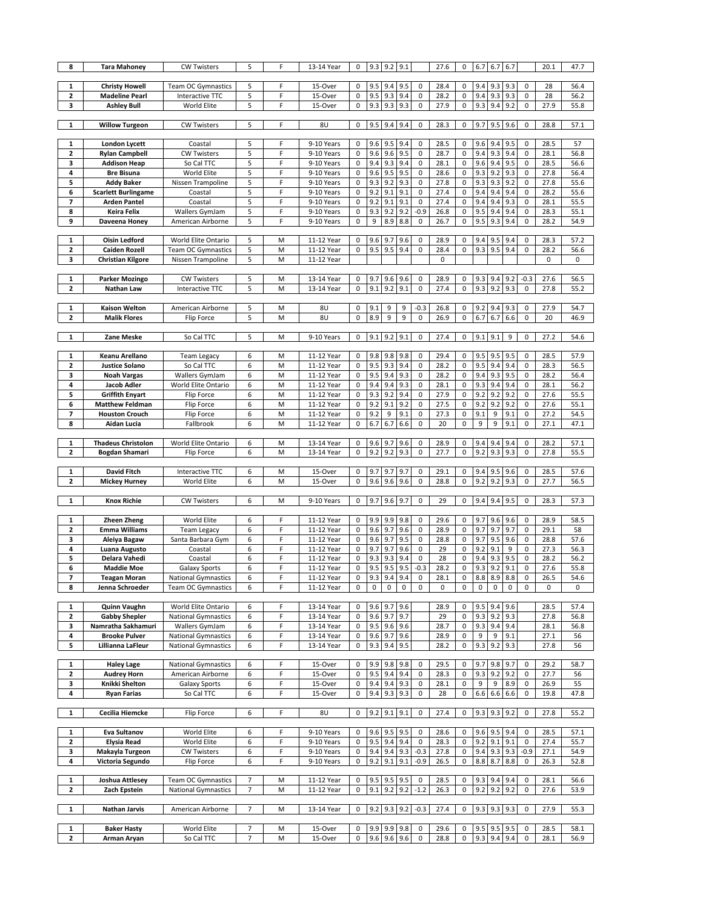| | | | | | | | | | | | | | | | | | | | |
|---|---|---|---|---|---|---|---|---|---|---|---|---|---|---|---|---|---|---|---|
| 8 | Tara Mahoney | CW Twisters | 5 | F | 13-14 Year | 0 | 9.3 | 9.2 | 9.1 | | 27.6 | 0 | 6.7 | 6.7 | 6.7 | | 20.1 | 47.7 |
| | | | | | | | | | | | | | | | | | | |
| 1 | Christy Howell | Team OC Gymnastics | 5 | F | 15-Over | 0 | 9.5 | 9.4 | 9.5 | 0 | 28.4 | 0 | 9.4 | 9.3 | 9.3 | 0 | 28 | 56.4 |
| 2 | Madeline Pearl | Interactive TTC | 5 | F | 15-Over | 0 | 9.5 | 9.3 | 9.4 | 0 | 28.2 | 0 | 9.4 | 9.3 | 9.3 | 0 | 28 | 56.2 |
| 3 | Ashley Bull | World Elite | 5 | F | 15-Over | 0 | 9.3 | 9.3 | 9.3 | 0 | 27.9 | 0 | 9.3 | 9.4 | 9.2 | 0 | 27.9 | 55.8 |
| | | | | | | | | | | | | | | | | | | |
| 1 | Willow Turgeon | CW Twisters | 5 | F | 8U | 0 | 9.5 | 9.4 | 9.4 | 0 | 28.3 | 0 | 9.7 | 9.5 | 9.6 | 0 | 28.8 | 57.1 |
| | | | | | | | | | | | | | | | | | | |
| 1 | London Lycett | Coastal | 5 | F | 9-10 Years | 0 | 9.6 | 9.5 | 9.4 | 0 | 28.5 | 0 | 9.6 | 9.4 | 9.5 | 0 | 28.5 | 57 |
| 2 | Rylan Campbell | CW Twisters | 5 | F | 9-10 Years | 0 | 9.6 | 9.6 | 9.5 | 0 | 28.7 | 0 | 9.4 | 9.3 | 9.4 | 0 | 28.1 | 56.8 |
| 3 | Addison Heap | So Cal TTC | 5 | F | 9-10 Years | 0 | 9.4 | 9.3 | 9.4 | 0 | 28.1 | 0 | 9.6 | 9.4 | 9.5 | 0 | 28.5 | 56.6 |
| 4 | Bre Bisuna | World Elite | 5 | F | 9-10 Years | 0 | 9.6 | 9.5 | 9.5 | 0 | 28.6 | 0 | 9.3 | 9.2 | 9.3 | 0 | 27.8 | 56.4 |
| 5 | Addy Baker | Nissen Trampoline | 5 | F | 9-10 Years | 0 | 9.3 | 9.2 | 9.3 | 0 | 27.8 | 0 | 9.3 | 9.3 | 9.2 | 0 | 27.8 | 55.6 |
| 6 | Scarlett Burlingame | Coastal | 5 | F | 9-10 Years | 0 | 9.2 | 9.1 | 9.1 | 0 | 27.4 | 0 | 9.4 | 9.4 | 9.4 | 0 | 28.2 | 55.6 |
| 7 | Arden Pantel | Coastal | 5 | F | 9-10 Years | 0 | 9.2 | 9.1 | 9.1 | 0 | 27.4 | 0 | 9.4 | 9.4 | 9.3 | 0 | 28.1 | 55.5 |
| 8 | Keira Felix | Wallers GymJam | 5 | F | 9-10 Years | 0 | 9.3 | 9.2 | 9.2 | -0.9 | 26.8 | 0 | 9.5 | 9.4 | 9.4 | 0 | 28.3 | 55.1 |
| 9 | Daveena Honey | American Airborne | 5 | F | 9-10 Years | 0 | 9 | 8.9 | 8.8 | 0 | 26.7 | 0 | 9.5 | 9.3 | 9.4 | 0 | 28.2 | 54.9 |
| | | | | | | | | | | | | | | | | | | |
| 1 | Oisin Ledford | World Elite Ontario | 5 | M | 11-12 Year | 0 | 9.6 | 9.7 | 9.6 | 0 | 28.9 | 0 | 9.4 | 9.5 | 9.4 | 0 | 28.3 | 57.2 |
| 2 | Caiden Rozell | Team OC Gymnastics | 5 | M | 11-12 Year | 0 | 9.5 | 9.5 | 9.4 | 0 | 28.4 | 0 | 9.3 | 9.5 | 9.4 | 0 | 28.2 | 56.6 |
| 3 | Christian Kilgore | Nissen Trampoline | 5 | M | 11-12 Year | | | | | | 0 | | | | | | 0 | 0 |
| | | | | | | | | | | | | | | | | | | |
| 1 | Parker Mozingo | CW Twisters | 5 | M | 13-14 Year | 0 | 9.7 | 9.6 | 9.6 | 0 | 28.9 | 0 | 9.3 | 9.4 | 9.2 | -0.3 | 27.6 | 56.5 |
| 2 | Nathan Law | Interactive TTC | 5 | M | 13-14 Year | 0 | 9.1 | 9.2 | 9.1 | 0 | 27.4 | 0 | 9.3 | 9.2 | 9.3 | 0 | 27.8 | 55.2 |
| | | | | | | | | | | | | | | | | | | |
| 1 | Kaison Welton | American Airborne | 5 | M | 8U | 0 | 9.1 | 9 | 9 | -0.3 | 26.8 | 0 | 9.2 | 9.4 | 9.3 | 0 | 27.9 | 54.7 |
| 2 | Malik Flores | Flip Force | 5 | M | 8U | 0 | 8.9 | 9 | 9 | 0 | 26.9 | 0 | 6.7 | 6.7 | 6.6 | 0 | 20 | 46.9 |
| | | | | | | | | | | | | | | | | | | |
| 1 | Zane Meske | So Cal TTC | 5 | M | 9-10 Years | 0 | 9.1 | 9.2 | 9.1 | 0 | 27.4 | 0 | 9.1 | 9.1 | 9 | 0 | 27.2 | 54.6 |
| | | | | | | | | | | | | | | | | | | |
| 1 | Keanu Arellano | Team Legacy | 6 | M | 11-12 Year | 0 | 9.8 | 9.8 | 9.8 | 0 | 29.4 | 0 | 9.5 | 9.5 | 9.5 | 0 | 28.5 | 57.9 |
| 2 | Justice Solano | So Cal TTC | 6 | M | 11-12 Year | 0 | 9.5 | 9.3 | 9.4 | 0 | 28.2 | 0 | 9.5 | 9.4 | 9.4 | 0 | 28.3 | 56.5 |
| 3 | Noah Vargas | Wallers GymJam | 6 | M | 11-12 Year | 0 | 9.5 | 9.4 | 9.3 | 0 | 28.2 | 0 | 9.4 | 9.3 | 9.5 | 0 | 28.2 | 56.4 |
| 4 | Jacob Adler | World Elite Ontario | 6 | M | 11-12 Year | 0 | 9.4 | 9.4 | 9.3 | 0 | 28.1 | 0 | 9.3 | 9.4 | 9.4 | 0 | 28.1 | 56.2 |
| 5 | Griffith Enyart | Flip Force | 6 | M | 11-12 Year | 0 | 9.3 | 9.2 | 9.4 | 0 | 27.9 | 0 | 9.2 | 9.2 | 9.2 | 0 | 27.6 | 55.5 |
| 6 | Matthew Feldman | Flip Force | 6 | M | 11-12 Year | 0 | 9.2 | 9.1 | 9.2 | 0 | 27.5 | 0 | 9.2 | 9.2 | 9.2 | 0 | 27.6 | 55.1 |
| 7 | Houston Crouch | Flip Force | 6 | M | 11-12 Year | 0 | 9.2 | 9 | 9.1 | 0 | 27.3 | 0 | 9.1 | 9 | 9.1 | 0 | 27.2 | 54.5 |
| 8 | Aidan Lucia | Fallbrook | 6 | M | 11-12 Year | 0 | 6.7 | 6.7 | 6.6 | 0 | 20 | 0 | 9 | 9 | 9.1 | 0 | 27.1 | 47.1 |
| | | | | | | | | | | | | | | | | | | |
| 1 | Thadeus Christolon | World Elite Ontario | 6 | M | 13-14 Year | 0 | 9.6 | 9.7 | 9.6 | 0 | 28.9 | 0 | 9.4 | 9.4 | 9.4 | 0 | 28.2 | 57.1 |
| 2 | Bogdan Shamari | Flip Force | 6 | M | 13-14 Year | 0 | 9.2 | 9.2 | 9.3 | 0 | 27.7 | 0 | 9.2 | 9.3 | 9.3 | 0 | 27.8 | 55.5 |
| | | | | | | | | | | | | | | | | | | |
| 1 | David Fitch | Interactive TTC | 6 | M | 15-Over | 0 | 9.7 | 9.7 | 9.7 | 0 | 29.1 | 0 | 9.4 | 9.5 | 9.6 | 0 | 28.5 | 57.6 |
| 2 | Mickey Hurney | World Elite | 6 | M | 15-Over | 0 | 9.6 | 9.6 | 9.6 | 0 | 28.8 | 0 | 9.2 | 9.2 | 9.3 | 0 | 27.7 | 56.5 |
| | | | | | | | | | | | | | | | | | | |
| 1 | Knox Richie | CW Twisters | 6 | M | 9-10 Years | 0 | 9.7 | 9.6 | 9.7 | 0 | 29 | 0 | 9.4 | 9.4 | 9.5 | 0 | 28.3 | 57.3 |
| | | | | | | | | | | | | | | | | | | |
| 1 | Zheen Zheng | World Elite | 6 | F | 11-12 Year | 0 | 9.9 | 9.9 | 9.8 | 0 | 29.6 | 0 | 9.7 | 9.6 | 9.6 | 0 | 28.9 | 58.5 |
| 2 | Emma Williams | Team Legacy | 6 | F | 11-12 Year | 0 | 9.6 | 9.7 | 9.6 | 0 | 28.9 | 0 | 9.7 | 9.7 | 9.7 | 0 | 29.1 | 58 |
| 3 | Aleiya Bagaw | Santa Barbara Gym | 6 | F | 11-12 Year | 0 | 9.6 | 9.7 | 9.5 | 0 | 28.8 | 0 | 9.7 | 9.5 | 9.6 | 0 | 28.8 | 57.6 |
| 4 | Luana Augusto | Coastal | 6 | F | 11-12 Year | 0 | 9.7 | 9.7 | 9.6 | 0 | 29 | 0 | 9.2 | 9.1 | 9 | 0 | 27.3 | 56.3 |
| 5 | Delara Vahedi | Coastal | 6 | F | 11-12 Year | 0 | 9.3 | 9.3 | 9.4 | 0 | 28 | 0 | 9.4 | 9.3 | 9.5 | 0 | 28.2 | 56.2 |
| 6 | Maddie Moe | Galaxy Sports | 6 | F | 11-12 Year | 0 | 9.5 | 9.5 | 9.5 | -0.3 | 28.2 | 0 | 9.3 | 9.2 | 9.1 | 0 | 27.6 | 55.8 |
| 7 | Teagan Moran | National Gymnastics | 6 | F | 11-12 Year | 0 | 9.3 | 9.4 | 9.4 | 0 | 28.1 | 0 | 8.8 | 8.9 | 8.8 | 0 | 26.5 | 54.6 |
| 8 | Jenna Schroeder | Team OC Gymnastics | 6 | F | 11-12 Year | 0 | 0 | 0 | 0 | 0 | 0 | 0 | 0 | 0 | 0 | 0 | 0 | 0 |
| | | | | | | | | | | | | | | | | | | |
| 1 | Quinn Vaughn | World Elite Ontario | 6 | F | 13-14 Year | 0 | 9.6 | 9.7 | 9.6 | | 28.9 | 0 | 9.5 | 9.4 | 9.6 | | 28.5 | 57.4 |
| 2 | Gabby Shepler | National Gymnastics | 6 | F | 13-14 Year | 0 | 9.6 | 9.7 | 9.7 | | 29 | 0 | 9.3 | 9.2 | 9.3 | | 27.8 | 56.8 |
| 3 | Namratha Sakhamuri | Wallers GymJam | 6 | F | 13-14 Year | 0 | 9.5 | 9.6 | 9.6 | | 28.7 | 0 | 9.3 | 9.4 | 9.4 | | 28.1 | 56.8 |
| 4 | Brooke Pulver | National Gymnastics | 6 | F | 13-14 Year | 0 | 9.6 | 9.7 | 9.6 | | 28.9 | 0 | 9 | 9 | 9.1 | | 27.1 | 56 |
| 5 | Lillianna LaFleur | National Gymnastics | 6 | F | 13-14 Year | 0 | 9.3 | 9.4 | 9.5 | | 28.2 | 0 | 9.3 | 9.2 | 9.3 | | 27.8 | 56 |
| | | | | | | | | | | | | | | | | | | |
| 1 | Haley Lage | National Gymnastics | 6 | F | 15-Over | 0 | 9.9 | 9.8 | 9.8 | 0 | 29.5 | 0 | 9.7 | 9.8 | 9.7 | 0 | 29.2 | 58.7 |
| 2 | Audrey Horn | American Airborne | 6 | F | 15-Over | 0 | 9.5 | 9.4 | 9.4 | 0 | 28.3 | 0 | 9.3 | 9.2 | 9.2 | 0 | 27.7 | 56 |
| 3 | Knikki Shelton | Galaxy Sports | 6 | F | 15-Over | 0 | 9.4 | 9.4 | 9.3 | 0 | 28.1 | 0 | 9 | 9 | 8.9 | 0 | 26.9 | 55 |
| 4 | Ryan Farias | So Cal TTC | 6 | F | 15-Over | 0 | 9.4 | 9.3 | 9.3 | 0 | 28 | 0 | 6.6 | 6.6 | 6.6 | 0 | 19.8 | 47.8 |
| | | | | | | | | | | | | | | | | | | |
| 1 | Cecilia Hiemcke | Flip Force | 6 | F | 8U | 0 | 9.2 | 9.1 | 9.1 | 0 | 27.4 | 0 | 9.3 | 9.3 | 9.2 | 0 | 27.8 | 55.2 |
| | | | | | | | | | | | | | | | | | | |
| 1 | Eva Sultanov | World Elite | 6 | F | 9-10 Years | 0 | 9.6 | 9.5 | 9.5 | 0 | 28.6 | 0 | 9.6 | 9.5 | 9.4 | 0 | 28.5 | 57.1 |
| 2 | Elysia Read | World Elite | 6 | F | 9-10 Years | 0 | 9.5 | 9.4 | 9.4 | 0 | 28.3 | 0 | 9.2 | 9.1 | 9.1 | 0 | 27.4 | 55.7 |
| 3 | Makayla Turgeon | CW Twisters | 6 | F | 9-10 Years | 0 | 9.4 | 9.4 | 9.3 | -0.3 | 27.8 | 0 | 9.4 | 9.3 | 9.3 | -0.9 | 27.1 | 54.9 |
| 4 | Victoria Segundo | Flip Force | 6 | F | 9-10 Years | 0 | 9.2 | 9.1 | 9.1 | -0.9 | 26.5 | 0 | 8.8 | 8.7 | 8.8 | 0 | 26.3 | 52.8 |
| | | | | | | | | | | | | | | | | | | |
| 1 | Joshua Attlesey | Team OC Gymnastics | 7 | M | 11-12 Year | 0 | 9.5 | 9.5 | 9.5 | 0 | 28.5 | 0 | 9.3 | 9.4 | 9.4 | 0 | 28.1 | 56.6 |
| 2 | Zach Epstein | National Gymnastics | 7 | M | 11-12 Year | 0 | 9.1 | 9.2 | 9.2 | -1.2 | 26.3 | 0 | 9.2 | 9.2 | 9.2 | 0 | 27.6 | 53.9 |
| | | | | | | | | | | | | | | | | | | |
| 1 | Nathan Jarvis | American Airborne | 7 | M | 13-14 Year | 0 | 9.2 | 9.3 | 9.2 | -0.3 | 27.4 | 0 | 9.3 | 9.3 | 9.3 | 0 | 27.9 | 55.3 |
| | | | | | | | | | | | | | | | | | | |
| 1 | Baker Hasty | World Elite | 7 | M | 15-Over | 0 | 9.9 | 9.9 | 9.8 | 0 | 29.6 | 0 | 9.5 | 9.5 | 9.5 | 0 | 28.5 | 58.1 |
| 2 | Arman Aryan | So Cal TTC | 7 | M | 15-Over | 0 | 9.6 | 9.6 | 9.6 | 0 | 28.8 | 0 | 9.3 | 9.4 | 9.4 | 0 | 28.1 | 56.9 |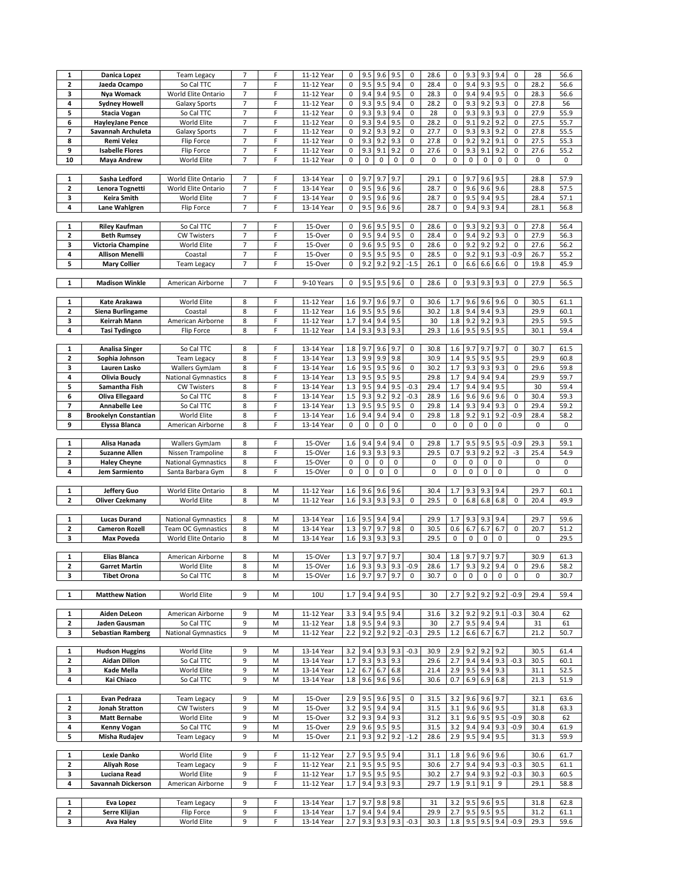| | | | | | | | | | | | | | | | | | | |
|---|---|---|---|---|---|---|---|---|---|---|---|---|---|---|---|---|---|---|
| **1** | **Danica Lopez** | Team Legacy | 7 | F | 11-12 Year | 0 | 9.5 | 9.6 | 9.5 | 0 | 28.6 | 0 | 9.3 | 9.3 | 9.4 | 0 | 28 | 56.6 |
| **2** | **Jaeda Ocampo** | So Cal TTC | 7 | F | 11-12 Year | 0 | 9.5 | 9.5 | 9.4 | 0 | 28.4 | 0 | 9.4 | 9.3 | 9.5 | 0 | 28.2 | 56.6 |
| **3** | **Nya Womack** | World Elite Ontario | 7 | F | 11-12 Year | 0 | 9.4 | 9.4 | 9.5 | 0 | 28.3 | 0 | 9.4 | 9.4 | 9.5 | 0 | 28.3 | 56.6 |
| **4** | **Sydney Howell** | Galaxy Sports | 7 | F | 11-12 Year | 0 | 9.3 | 9.5 | 9.4 | 0 | 28.2 | 0 | 9.3 | 9.2 | 9.3 | 0 | 27.8 | 56 |
| **5** | **Stacia Vogan** | So Cal TTC | 7 | F | 11-12 Year | 0 | 9.3 | 9.3 | 9.4 | 0 | 28 | 0 | 9.3 | 9.3 | 9.3 | 0 | 27.9 | 55.9 |
| **6** | **HayleyJane Pence** | World Elite | 7 | F | 11-12 Year | 0 | 9.3 | 9.4 | 9.5 | 0 | 28.2 | 0 | 9.1 | 9.2 | 9.2 | 0 | 27.5 | 55.7 |
| **7** | **Savannah Archuleta** | Galaxy Sports | 7 | F | 11-12 Year | 0 | 9.2 | 9.3 | 9.2 | 0 | 27.7 | 0 | 9.3 | 9.3 | 9.2 | 0 | 27.8 | 55.5 |
| **8** | **Remi Velez** | Flip Force | 7 | F | 11-12 Year | 0 | 9.3 | 9.2 | 9.3 | 0 | 27.8 | 0 | 9.2 | 9.2 | 9.1 | 0 | 27.5 | 55.3 |
| **9** | **Isabelle Flores** | Flip Force | 7 | F | 11-12 Year | 0 | 9.3 | 9.1 | 9.2 | 0 | 27.6 | 0 | 9.3 | 9.1 | 9.2 | 0 | 27.6 | 55.2 |
| **10** | **Maya Andrew** | World Elite | 7 | F | 11-12 Year | 0 | 0 | 0 | 0 | 0 | 0 | 0 | 0 | 0 | 0 | 0 | 0 | 0 |

| | | | | | | | | | | | | | | | | | | |
|---|---|---|---|---|---|---|---|---|---|---|---|---|---|---|---|---|---|---|
| **1** | **Sasha Ledford** | World Elite Ontario | 7 | F | 13-14 Year | 0 | 9.7 | 9.7 | 9.7 | | 29.1 | 0 | 9.7 | 9.6 | 9.5 | | 28.8 | 57.9 |
| **2** | **Lenora Tognetti** | World Elite Ontario | 7 | F | 13-14 Year | 0 | 9.5 | 9.6 | 9.6 | | 28.7 | 0 | 9.6 | 9.6 | 9.6 | | 28.8 | 57.5 |
| **3** | **Keira Smith** | World Elite | 7 | F | 13-14 Year | 0 | 9.5 | 9.6 | 9.6 | | 28.7 | 0 | 9.5 | 9.4 | 9.5 | | 28.4 | 57.1 |
| **4** | **Lane Wahlgren** | Flip Force | 7 | F | 13-14 Year | 0 | 9.5 | 9.6 | 9.6 | | 28.7 | 0 | 9.4 | 9.3 | 9.4 | | 28.1 | 56.8 |

| | | | | | | | | | | | | | | | | | | |
|---|---|---|---|---|---|---|---|---|---|---|---|---|---|---|---|---|---|---|
| **1** | **Riley Kaufman** | So Cal TTC | 7 | F | 15-Over | 0 | 9.6 | 9.5 | 9.5 | 0 | 28.6 | 0 | 9.3 | 9.2 | 9.3 | 0 | 27.8 | 56.4 |
| **2** | **Beth Rumsey** | CW Twisters | 7 | F | 15-Over | 0 | 9.5 | 9.4 | 9.5 | 0 | 28.4 | 0 | 9.4 | 9.2 | 9.3 | 0 | 27.9 | 56.3 |
| **3** | **Victoria Champine** | World Elite | 7 | F | 15-Over | 0 | 9.6 | 9.5 | 9.5 | 0 | 28.6 | 0 | 9.2 | 9.2 | 9.2 | 0 | 27.6 | 56.2 |
| **4** | **Allison Menelli** | Coastal | 7 | F | 15-Over | 0 | 9.5 | 9.5 | 9.5 | 0 | 28.5 | 0 | 9.2 | 9.1 | 9.3 | -0.9 | 26.7 | 55.2 |
| **5** | **Mary Collier** | Team Legacy | 7 | F | 15-Over | 0 | 9.2 | 9.2 | 9.2 | -1.5 | 26.1 | 0 | 6.6 | 6.6 | 6.6 | 0 | 19.8 | 45.9 |

| | | | | | | | | | | | | | | | | | | |
|---|---|---|---|---|---|---|---|---|---|---|---|---|---|---|---|---|---|---|
| **1** | **Madison Winkle** | American Airborne | 7 | F | 9-10 Years | 0 | 9.5 | 9.5 | 9.6 | 0 | 28.6 | 0 | 9.3 | 9.3 | 9.3 | 0 | 27.9 | 56.5 |

| | | | | | | | | | | | | | | | | | | |
|---|---|---|---|---|---|---|---|---|---|---|---|---|---|---|---|---|---|---|
| **1** | **Kate Arakawa** | World Elite | 8 | F | 11-12 Year | 1.6 | 9.7 | 9.6 | 9.7 | 0 | 30.6 | 1.7 | 9.6 | 9.6 | 9.6 | 0 | 30.5 | 61.1 |
| **2** | **Siena Burlingame** | Coastal | 8 | F | 11-12 Year | 1.6 | 9.5 | 9.5 | 9.6 | | 30.2 | 1.8 | 9.4 | 9.4 | 9.3 | | 29.9 | 60.1 |
| **3** | **Keirrah Mann** | American Airborne | 8 | F | 11-12 Year | 1.7 | 9.4 | 9.4 | 9.5 | | 30 | 1.8 | 9.2 | 9.2 | 9.3 | | 29.5 | 59.5 |
| **4** | **Tasi Tydingco** | Flip Force | 8 | F | 11-12 Year | 1.4 | 9.3 | 9.3 | 9.3 | | 29.3 | 1.6 | 9.5 | 9.5 | 9.5 | | 30.1 | 59.4 |

| | | | | | | | | | | | | | | | | | | |
|---|---|---|---|---|---|---|---|---|---|---|---|---|---|---|---|---|---|---|
| **1** | **Analisa Singer** | So Cal TTC | 8 | F | 13-14 Year | 1.8 | 9.7 | 9.6 | 9.7 | 0 | 30.8 | 1.6 | 9.7 | 9.7 | 9.7 | 0 | 30.7 | 61.5 |
| **2** | **Sophia Johnson** | Team Legacy | 8 | F | 13-14 Year | 1.3 | 9.9 | 9.9 | 9.8 | | 30.9 | 1.4 | 9.5 | 9.5 | 9.5 | | 29.9 | 60.8 |
| **3** | **Lauren Lasko** | Wallers GymJam | 8 | F | 13-14 Year | 1.6 | 9.5 | 9.5 | 9.6 | 0 | 30.2 | 1.7 | 9.3 | 9.3 | 9.3 | 0 | 29.6 | 59.8 |
| **4** | **Olivia Boucly** | National Gymnastics | 8 | F | 13-14 Year | 1.3 | 9.5 | 9.5 | 9.5 | | 29.8 | 1.7 | 9.4 | 9.4 | 9.4 | | 29.9 | 59.7 |
| **5** | **Samantha Fish** | CW Twisters | 8 | F | 13-14 Year | 1.3 | 9.5 | 9.4 | 9.5 | -0.3 | 29.4 | 1.7 | 9.4 | 9.4 | 9.5 | | 30 | 59.4 |
| **6** | **Oliva Ellegaard** | So Cal TTC | 8 | F | 13-14 Year | 1.5 | 9.3 | 9.2 | 9.2 | -0.3 | 28.9 | 1.6 | 9.6 | 9.6 | 9.6 | 0 | 30.4 | 59.3 |
| **7** | **Annabelle Lee** | So Cal TTC | 8 | F | 13-14 Year | 1.3 | 9.5 | 9.5 | 9.5 | 0 | 29.8 | 1.4 | 9.3 | 9.4 | 9.3 | 0 | 29.4 | 59.2 |
| **8** | **Brookelyn Constantian** | World Elite | 8 | F | 13-14 Year | 1.6 | 9.4 | 9.4 | 9.4 | | 29.8 | 1.8 | 9.2 | 9.1 | 9.2 | -0.9 | 28.4 | 58.2 |
| **9** | **Elyssa Blanca** | American Airborne | 8 | F | 13-14 Year | 0 | 0 | 0 | 0 | | 0 | 0 | 0 | 0 | 0 | | 0 | 0 |

| | | | | | | | | | | | | | | | | | | |
|---|---|---|---|---|---|---|---|---|---|---|---|---|---|---|---|---|---|---|
| **1** | **Alisa Hanada** | Wallers GymJam | 8 | F | 15-OVer | 1.6 | 9.4 | 9.4 | 9.4 | 0 | 29.8 | 1.7 | 9.5 | 9.5 | 9.5 | -0.9 | 29.3 | 59.1 |
| **2** | **Suzanne Allen** | Nissen Trampoline | 8 | F | 15-OVer | 1.6 | 9.3 | 9.3 | 9.3 | | 29.5 | 0.7 | 9.3 | 9.2 | 9.2 | -3 | 25.4 | 54.9 |
| **3** | **Haley Cheyne** | National Gymnastics | 8 | F | 15-OVer | 0 | 0 | 0 | 0 | | 0 | 0 | 0 | 0 | 0 | | 0 | 0 |
| **4** | **Jem Sarmiento** | Santa Barbara Gym | 8 | F | 15-OVer | 0 | 0 | 0 | 0 | | 0 | 0 | 0 | 0 | 0 | | 0 | 0 |

| | | | | | | | | | | | | | | | | | | |
|---|---|---|---|---|---|---|---|---|---|---|---|---|---|---|---|---|---|---|
| **1** | **Jeffery Guo** | World Elite Ontario | 8 | M | 11-12 Year | 1.6 | 9.6 | 9.6 | 9.6 | | 30.4 | 1.7 | 9.3 | 9.3 | 9.4 | | 29.7 | 60.1 |
| **2** | **Oliver Czekmany** | World Elite | 8 | M | 11-12 Year | 1.6 | 9.3 | 9.3 | 9.3 | 0 | 29.5 | 0 | 6.8 | 6.8 | 6.8 | 0 | 20.4 | 49.9 |

| | | | | | | | | | | | | | | | | | | |
|---|---|---|---|---|---|---|---|---|---|---|---|---|---|---|---|---|---|---|
| **1** | **Lucas Durand** | National Gymnastics | 8 | M | 13-14 Year | 1.6 | 9.5 | 9.4 | 9.4 | | 29.9 | 1.7 | 9.3 | 9.3 | 9.4 | | 29.7 | 59.6 |
| **2** | **Cameron Rozell** | Team OC Gymnastics | 8 | M | 13-14 Year | 1.3 | 9.7 | 9.7 | 9.8 | 0 | 30.5 | 0.6 | 6.7 | 6.7 | 6.7 | 0 | 20.7 | 51.2 |
| **3** | **Max Poveda** | World Elite Ontario | 8 | M | 13-14 Year | 1.6 | 9.3 | 9.3 | 9.3 | | 29.5 | 0 | 0 | 0 | 0 | | 0 | 29.5 |

| | | | | | | | | | | | | | | | | | | |
|---|---|---|---|---|---|---|---|---|---|---|---|---|---|---|---|---|---|---|
| **1** | **Elias Blanca** | American Airborne | 8 | M | 15-OVer | 1.3 | 9.7 | 9.7 | 9.7 | | 30.4 | 1.8 | 9.7 | 9.7 | 9.7 | | 30.9 | 61.3 |
| **2** | **Garret Martin** | World Elite | 8 | M | 15-OVer | 1.6 | 9.3 | 9.3 | 9.3 | -0.9 | 28.6 | 1.7 | 9.3 | 9.2 | 9.4 | 0 | 29.6 | 58.2 |
| **3** | **Tibet Orona** | So Cal TTC | 8 | M | 15-OVer | 1.6 | 9.7 | 9.7 | 9.7 | 0 | 30.7 | 0 | 0 | 0 | 0 | 0 | 0 | 30.7 |

| | | | | | | | | | | | | | | | | | | |
|---|---|---|---|---|---|---|---|---|---|---|---|---|---|---|---|---|---|---|
| **1** | **Matthew Nation** | World Elite | 9 | M | 10U | 1.7 | 9.4 | 9.4 | 9.5 | | 30 | 2.7 | 9.2 | 9.2 | 9.2 | -0.9 | 29.4 | 59.4 |

| | | | | | | | | | | | | | | | | | | |
|---|---|---|---|---|---|---|---|---|---|---|---|---|---|---|---|---|---|---|
| **1** | **Aiden DeLeon** | American Airborne | 9 | M | 11-12 Year | 3.3 | 9.4 | 9.5 | 9.4 | | 31.6 | 3.2 | 9.2 | 9.2 | 9.1 | -0.3 | 30.4 | 62 |
| **2** | **Jaden Gausman** | So Cal TTC | 9 | M | 11-12 Year | 1.8 | 9.5 | 9.4 | 9.3 | | 30 | 2.7 | 9.5 | 9.4 | 9.4 | | 31 | 61 |
| **3** | **Sebastian Ramberg** | National Gymnastics | 9 | M | 11-12 Year | 2.2 | 9.2 | 9.2 | 9.2 | -0.3 | 29.5 | 1.2 | 6.6 | 6.7 | 6.7 | | 21.2 | 50.7 |

| | | | | | | | | | | | | | | | | | | |
|---|---|---|---|---|---|---|---|---|---|---|---|---|---|---|---|---|---|---|
| **1** | **Hudson Huggins** | World Elite | 9 | M | 13-14 Year | 3.2 | 9.4 | 9.3 | 9.3 | -0.3 | 30.9 | 2.9 | 9.2 | 9.2 | 9.2 | | 30.5 | 61.4 |
| **2** | **Aidan Dillon** | So Cal TTC | 9 | M | 13-14 Year | 1.7 | 9.3 | 9.3 | 9.3 | | 29.6 | 2.7 | 9.4 | 9.4 | 9.3 | -0.3 | 30.5 | 60.1 |
| **3** | **Kade Mella** | World Elite | 9 | M | 13-14 Year | 1.2 | 6.7 | 6.7 | 6.8 | | 21.4 | 2.9 | 9.5 | 9.4 | 9.3 | | 31.1 | 52.5 |
| **4** | **Kai Chiaco** | So Cal TTC | 9 | M | 13-14 Year | 1.8 | 9.6 | 9.6 | 9.6 | | 30.6 | 0.7 | 6.9 | 6.9 | 6.8 | | 21.3 | 51.9 |

| | | | | | | | | | | | | | | | | | | |
|---|---|---|---|---|---|---|---|---|---|---|---|---|---|---|---|---|---|---|
| **1** | **Evan Pedraza** | Team Legacy | 9 | M | 15-Over | 2.9 | 9.5 | 9.6 | 9.5 | 0 | 31.5 | 3.2 | 9.6 | 9.6 | 9.7 | | 32.1 | 63.6 |
| **2** | **Jonah Stratton** | CW Twisters | 9 | M | 15-Over | 3.2 | 9.5 | 9.4 | 9.4 | | 31.5 | 3.1 | 9.6 | 9.6 | 9.5 | | 31.8 | 63.3 |
| **3** | **Matt Bernabe** | World Elite | 9 | M | 15-Over | 3.2 | 9.3 | 9.4 | 9.3 | | 31.2 | 3.1 | 9.6 | 9.5 | 9.5 | -0.9 | 30.8 | 62 |
| **4** | **Kenny Vogan** | So Cal TTC | 9 | M | 15-Over | 2.9 | 9.6 | 9.5 | 9.5 | | 31.5 | 3.2 | 9.4 | 9.4 | 9.3 | -0.9 | 30.4 | 61.9 |
| **5** | **Misha Rudajev** | Team Legacy | 9 | M | 15-Over | 2.1 | 9.3 | 9.2 | 9.2 | -1.2 | 28.6 | 2.9 | 9.5 | 9.4 | 9.5 | | 31.3 | 59.9 |

| | | | | | | | | | | | | | | | | | | |
|---|---|---|---|---|---|---|---|---|---|---|---|---|---|---|---|---|---|---|
| **1** | **Lexie Danko** | World Elite | 9 | F | 11-12 Year | 2.7 | 9.5 | 9.5 | 9.4 | | 31.1 | 1.8 | 9.6 | 9.6 | 9.6 | | 30.6 | 61.7 |
| **2** | **Aliyah Rose** | Team Legacy | 9 | F | 11-12 Year | 2.1 | 9.5 | 9.5 | 9.5 | | 30.6 | 2.7 | 9.4 | 9.4 | 9.3 | -0.3 | 30.5 | 61.1 |
| **3** | **Luciana Read** | World Elite | 9 | F | 11-12 Year | 1.7 | 9.5 | 9.5 | 9.5 | | 30.2 | 2.7 | 9.4 | 9.3 | 9.2 | -0.3 | 30.3 | 60.5 |
| **4** | **Savannah Dickerson** | American Airborne | 9 | F | 11-12 Year | 1.7 | 9.4 | 9.3 | 9.3 | | 29.7 | 1.9 | 9.1 | 9.1 | 9 | | 29.1 | 58.8 |

| | | | | | | | | | | | | | | | | | | |
|---|---|---|---|---|---|---|---|---|---|---|---|---|---|---|---|---|---|---|
| **1** | **Eva Lopez** | Team Legacy | 9 | F | 13-14 Year | 1.7 | 9.7 | 9.8 | 9.8 | | 31 | 3.2 | 9.5 | 9.6 | 9.5 | | 31.8 | 62.8 |
| **2** | **Serre Klijian** | Flip Force | 9 | F | 13-14 Year | 1.7 | 9.4 | 9.4 | 9.4 | | 29.9 | 2.7 | 9.5 | 9.5 | 9.5 | | 31.2 | 61.1 |
| **3** | **Ava Haley** | World Elite | 9 | F | 13-14 Year | 2.7 | 9.3 | 9.3 | 9.3 | -0.3 | 30.3 | 1.8 | 9.5 | 9.5 | 9.4 | -0.9 | 29.3 | 59.6 |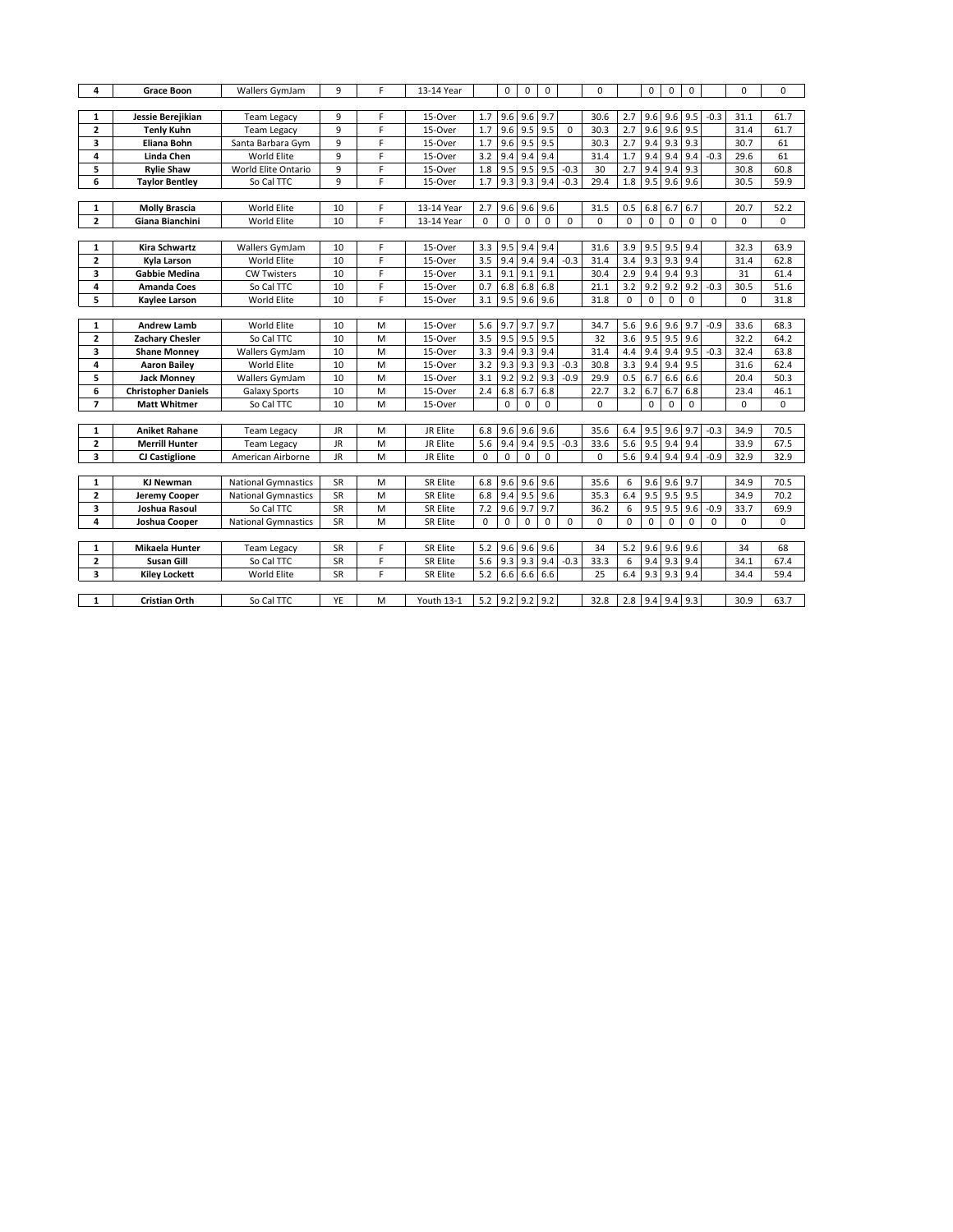| | | | | | | | | | | | | | | | | | | |
|---|---|---|---|---|---|---|---|---|---|---|---|---|---|---|---|---|---|---|
| **4** | **Grace Boon** | Wallers GymJam | 9 | F | 13-14 Year | | 0 | 0 | 0 | | 0 | | 0 | 0 | 0 | | 0 | 0 |
| | | | | | | | | | | | | | | | | | | |
| **1** | **Jessie Berejikian** | Team Legacy | 9 | F | 15-Over | 1.7 | 9.6 | 9.6 | 9.7 | | 30.6 | 2.7 | 9.6 | 9.6 | 9.5 | -0.3 | 31.1 | 61.7 |
| **2** | **Tenly Kuhn** | Team Legacy | 9 | F | 15-Over | 1.7 | 9.6 | 9.5 | 9.5 | 0 | 30.3 | 2.7 | 9.6 | 9.6 | 9.5 | | 31.4 | 61.7 |
| **3** | **Eliana Bohn** | Santa Barbara Gym | 9 | F | 15-Over | 1.7 | 9.6 | 9.5 | 9.5 | | 30.3 | 2.7 | 9.4 | 9.3 | 9.3 | | 30.7 | 61 |
| **4** | **Linda Chen** | World Elite | 9 | F | 15-Over | 3.2 | 9.4 | 9.4 | 9.4 | | 31.4 | 1.7 | 9.4 | 9.4 | 9.4 | -0.3 | 29.6 | 61 |
| **5** | **Rylie Shaw** | World Elite Ontario | 9 | F | 15-Over | 1.8 | 9.5 | 9.5 | 9.5 | -0.3 | 30 | 2.7 | 9.4 | 9.4 | 9.3 | | 30.8 | 60.8 |
| **6** | **Taylor Bentley** | So Cal TTC | 9 | F | 15-Over | 1.7 | 9.3 | 9.3 | 9.4 | -0.3 | 29.4 | 1.8 | 9.5 | 9.6 | 9.6 | | 30.5 | 59.9 |
| | | | | | | | | | | | | | | | | | | |
| **1** | **Molly Brascia** | World Elite | 10 | F | 13-14 Year | 2.7 | 9.6 | 9.6 | 9.6 | | 31.5 | 0.5 | 6.8 | 6.7 | 6.7 | | 20.7 | 52.2 |
| **2** | **Giana Bianchini** | World Elite | 10 | F | 13-14 Year | 0 | 0 | 0 | 0 | 0 | 0 | 0 | 0 | 0 | 0 | 0 | 0 | 0 |
| | | | | | | | | | | | | | | | | | | |
| **1** | **Kira Schwartz** | Wallers GymJam | 10 | F | 15-Over | 3.3 | 9.5 | 9.4 | 9.4 | | 31.6 | 3.9 | 9.5 | 9.5 | 9.4 | | 32.3 | 63.9 |
| **2** | **Kyla Larson** | World Elite | 10 | F | 15-Over | 3.5 | 9.4 | 9.4 | 9.4 | -0.3 | 31.4 | 3.4 | 9.3 | 9.3 | 9.4 | | 31.4 | 62.8 |
| **3** | **Gabbie Medina** | CW Twisters | 10 | F | 15-Over | 3.1 | 9.1 | 9.1 | 9.1 | | 30.4 | 2.9 | 9.4 | 9.4 | 9.3 | | 31 | 61.4 |
| **4** | **Amanda Coes** | So Cal TTC | 10 | F | 15-Over | 0.7 | 6.8 | 6.8 | 6.8 | | 21.1 | 3.2 | 9.2 | 9.2 | 9.2 | -0.3 | 30.5 | 51.6 |
| **5** | **Kaylee Larson** | World Elite | 10 | F | 15-Over | 3.1 | 9.5 | 9.6 | 9.6 | | 31.8 | 0 | 0 | 0 | 0 | | 0 | 31.8 |
| | | | | | | | | | | | | | | | | | | |
| **1** | **Andrew Lamb** | World Elite | 10 | M | 15-Over | 5.6 | 9.7 | 9.7 | 9.7 | | 34.7 | 5.6 | 9.6 | 9.6 | 9.7 | -0.9 | 33.6 | 68.3 |
| **2** | **Zachary Chesler** | So Cal TTC | 10 | M | 15-Over | 3.5 | 9.5 | 9.5 | 9.5 | | 32 | 3.6 | 9.5 | 9.5 | 9.6 | | 32.2 | 64.2 |
| **3** | **Shane Monney** | Wallers GymJam | 10 | M | 15-Over | 3.3 | 9.4 | 9.3 | 9.4 | | 31.4 | 4.4 | 9.4 | 9.4 | 9.5 | -0.3 | 32.4 | 63.8 |
| **4** | **Aaron Bailey** | World Elite | 10 | M | 15-Over | 3.2 | 9.3 | 9.3 | 9.3 | -0.3 | 30.8 | 3.3 | 9.4 | 9.4 | 9.5 | | 31.6 | 62.4 |
| **5** | **Jack Monney** | Wallers GymJam | 10 | M | 15-Over | 3.1 | 9.2 | 9.2 | 9.3 | -0.9 | 29.9 | 0.5 | 6.7 | 6.6 | 6.6 | | 20.4 | 50.3 |
| **6** | **Christopher Daniels** | Galaxy Sports | 10 | M | 15-Over | 2.4 | 6.8 | 6.7 | 6.8 | | 22.7 | 3.2 | 6.7 | 6.7 | 6.8 | | 23.4 | 46.1 |
| **7** | **Matt Whitmer** | So Cal TTC | 10 | M | 15-Over | | 0 | 0 | 0 | | 0 | | 0 | 0 | 0 | | 0 | 0 |
| | | | | | | | | | | | | | | | | | | |
| **1** | **Aniket Rahane** | Team Legacy | JR | M | JR Elite | 6.8 | 9.6 | 9.6 | 9.6 | | 35.6 | 6.4 | 9.5 | 9.6 | 9.7 | -0.3 | 34.9 | 70.5 |
| **2** | **Merrill Hunter** | Team Legacy | JR | M | JR Elite | 5.6 | 9.4 | 9.4 | 9.5 | -0.3 | 33.6 | 5.6 | 9.5 | 9.4 | 9.4 | | 33.9 | 67.5 |
| **3** | **CJ Castiglione** | American Airborne | JR | M | JR Elite | 0 | 0 | 0 | 0 | | 0 | 5.6 | 9.4 | 9.4 | 9.4 | -0.9 | 32.9 | 32.9 |
| | | | | | | | | | | | | | | | | | | |
| **1** | **KJ Newman** | National Gymnastics | SR | M | SR Elite | 6.8 | 9.6 | 9.6 | 9.6 | | 35.6 | 6 | 9.6 | 9.6 | 9.7 | | 34.9 | 70.5 |
| **2** | **Jeremy Cooper** | National Gymnastics | SR | M | SR Elite | 6.8 | 9.4 | 9.5 | 9.6 | | 35.3 | 6.4 | 9.5 | 9.5 | 9.5 | | 34.9 | 70.2 |
| **3** | **Joshua Rasoul** | So Cal TTC | SR | M | SR Elite | 7.2 | 9.6 | 9.7 | 9.7 | | 36.2 | 6 | 9.5 | 9.5 | 9.6 | -0.9 | 33.7 | 69.9 |
| **4** | **Joshua Cooper** | National Gymnastics | SR | M | SR Elite | 0 | 0 | 0 | 0 | 0 | 0 | 0 | 0 | 0 | 0 | 0 | 0 | 0 |
| | | | | | | | | | | | | | | | | | | |
| **1** | **Mikaela Hunter** | Team Legacy | SR | F | SR Elite | 5.2 | 9.6 | 9.6 | 9.6 | | 34 | 5.2 | 9.6 | 9.6 | 9.6 | | 34 | 68 |
| **2** | **Susan Gill** | So Cal TTC | SR | F | SR Elite | 5.6 | 9.3 | 9.3 | 9.4 | -0.3 | 33.3 | 6 | 9.4 | 9.3 | 9.4 | | 34.1 | 67.4 |
| **3** | **Kiley Lockett** | World Elite | SR | F | SR Elite | 5.2 | 6.6 | 6.6 | 6.6 | | 25 | 6.4 | 9.3 | 9.3 | 9.4 | | 34.4 | 59.4 |
| | | | | | | | | | | | | | | | | | | |
| **1** | **Cristian Orth** | So Cal TTC | YE | M | Youth 13-1 | 5.2 | 9.2 | 9.2 | 9.2 | | 32.8 | 2.8 | 9.4 | 9.4 | 9.3 | | 30.9 | 63.7 |